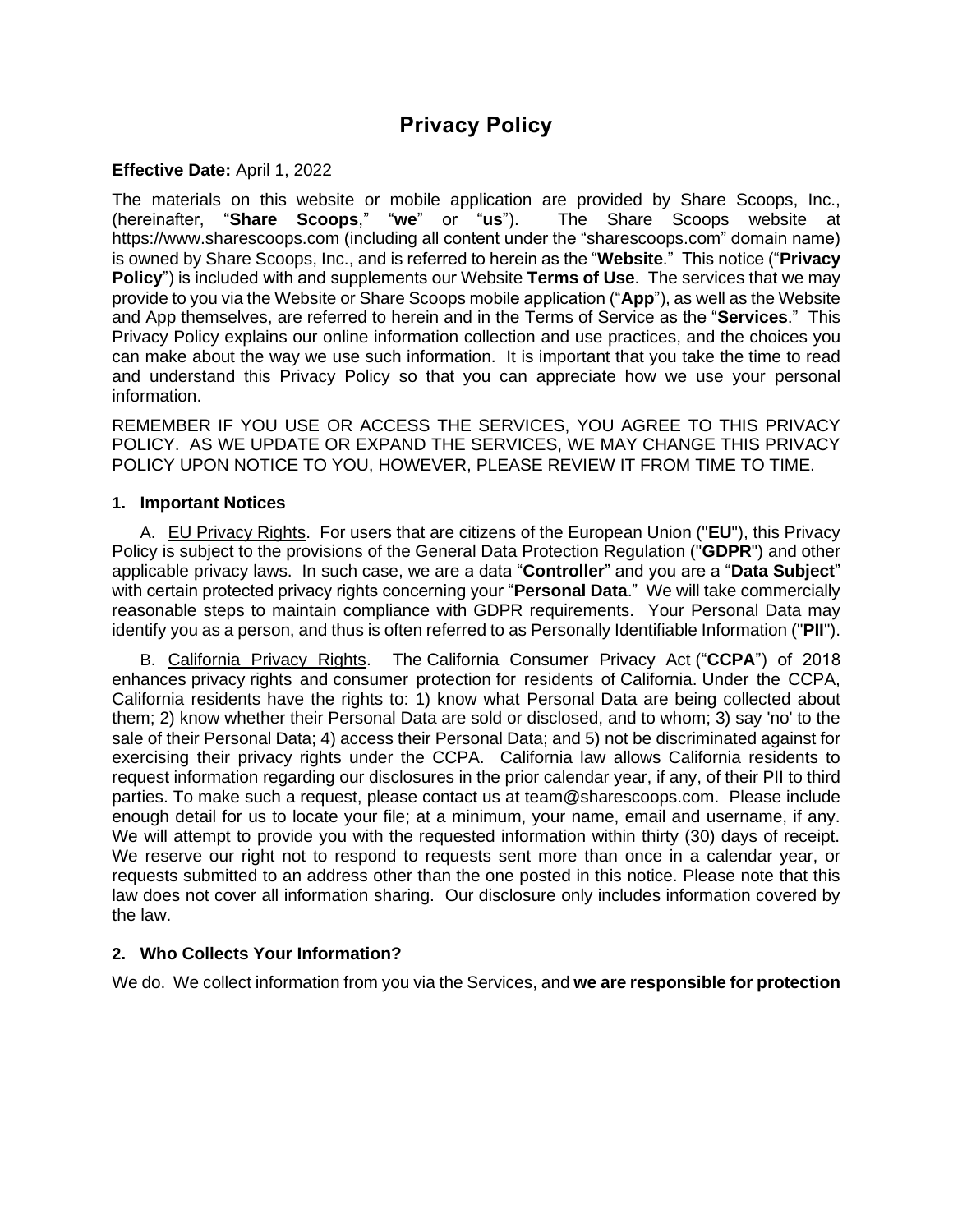# Privacy Policy

**Effective Date:** April 1, 2022

The materials on this website or mobile application are provided by Share Scoops, Inc., (hereinafter, "**Share Scoops**," "**we**" or "**us**"). The Share Scoops website at https://www.sharescoops.com (including all content under the "sharescoops.com" domain name) is owned by Share Scoops, Inc., and is referred to herein as the "**Website**." This notice ("**Privacy Policy**") is included with and supplements our Website **Terms of Use**. The services that we may provide to you via the Website or Share Scoops mobile application ("**App**"), as well as the Website and App themselves, are referred to herein and in the Terms of Service as the "**Services**." This Privacy Policy explains our online information collection and use practices, and the choices you can make about the way we use such information. It is important that you take the time to read and understand this Privacy Policy so that you can appreciate how we use your personal information.

REMEMBER IF YOU USE OR ACCESS THE SERVICES, YOU AGREE TO THIS PRIVACY POLICY. AS WE UPDATE OR EXPAND THE SERVICES, WE MAY CHANGE THIS PRIVACY POLICY UPON NOTICE TO YOU, HOWEVER, PLEASE REVIEW IT FROM TIME TO TIME.

### 1. Important Notices

A. EU Privacy Rights. For users that are citizens of the European Union ("**EU**"), this Privacy Policy is subject to the provisions of the General Data Protection Regulation ("**GDPR**") and other applicable privacy laws. In such case, we are a data "**Controller**" and you are a "**Data Subject**" with certain protected privacy rights concerning your "**Personal Data**." We will take commercially reasonable steps to maintain compliance with GDPR requirements. Your Personal Data may identify you as a person, and thus is often referred to as Personally Identifiable Information ("**PII**").

B. California Privacy Rights. The California Consumer Privacy Act ("**CCPA**") of 2018 enhances privacy rights and consumer protection for residents of California. Under the CCPA, California residents have the rights to: 1) know what Personal Data are being collected about them; 2) know whether their Personal Data are sold or disclosed, and to whom; 3) say 'no' to the sale of their Personal Data; 4) access their Personal Data; and 5) not be discriminated against for exercising their privacy rights under the CCPA. California law allows California residents to request information regarding our disclosures in the prior calendar year, if any, of their PII to third parties. To make such a request, please contact us at team@sharescoops.com. Please include enough detail for us to locate your file; at a minimum, your name, email and username, if any. We will attempt to provide you with the requested information within thirty (30) days of receipt. We reserve our right not to respond to requests sent more than once in a calendar year, or requests submitted to an address other than the one posted in this notice. Please note that this law does not cover all information sharing. Our disclosure only includes information covered by the law.

### 2. Who Collects Your Information?

We do. We collect information from you via the Services, and **we are responsible for protection**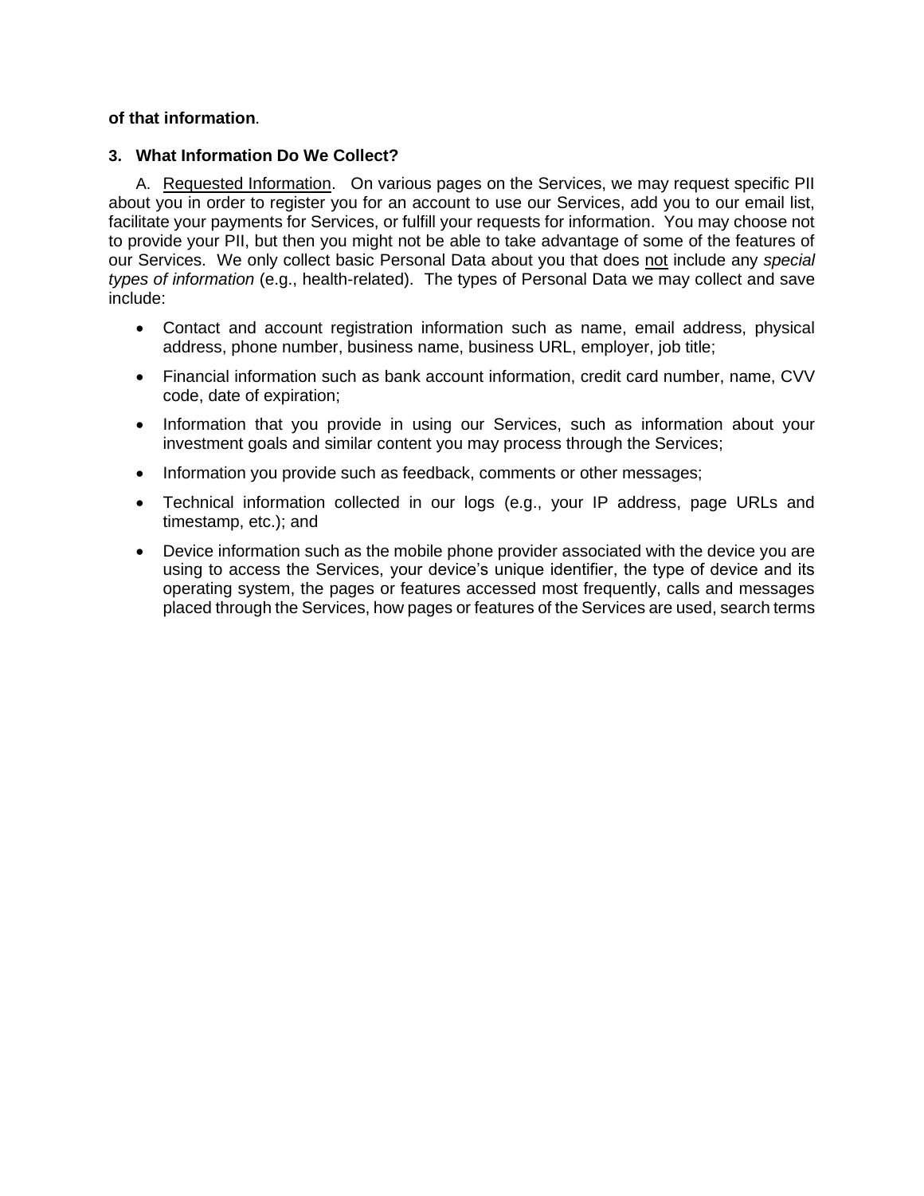**of that information**.

### 3. What Information Do We Collect?

A. Requested Information. On various pages on the Services, we may request specific PII about you in order to register you for an account to use our Services, add you to our email list, facilitate your payments for Services, or fulfill your requests for information. You may choose not to provide your PII, but then you might not be able to take advantage of some of the features of our Services. We only collect basic Personal Data about you that does not include any *special types of information* (e.g., health-related). The types of Personal Data we may collect and save include:

- Contact and account registration information such as name, email address, physical address, phone number, business name, business URL, employer, job title;
- Financial information such as bank account information, credit card number, name, CVV code, date of expiration;
- Information that you provide in using our Services, such as information about your investment goals and similar content you may process through the Services;
- Information you provide such as feedback, comments or other messages;
- Technical information collected in our logs (e.g., your IP address, page URLs and timestamp, etc.); and
- Device information such as the mobile phone provider associated with the device you are using to access the Services, your device's unique identifier, the type of device and its operating system, the pages or features accessed most frequently, calls and messages placed through the Services, how pages or features of the Services are used, search terms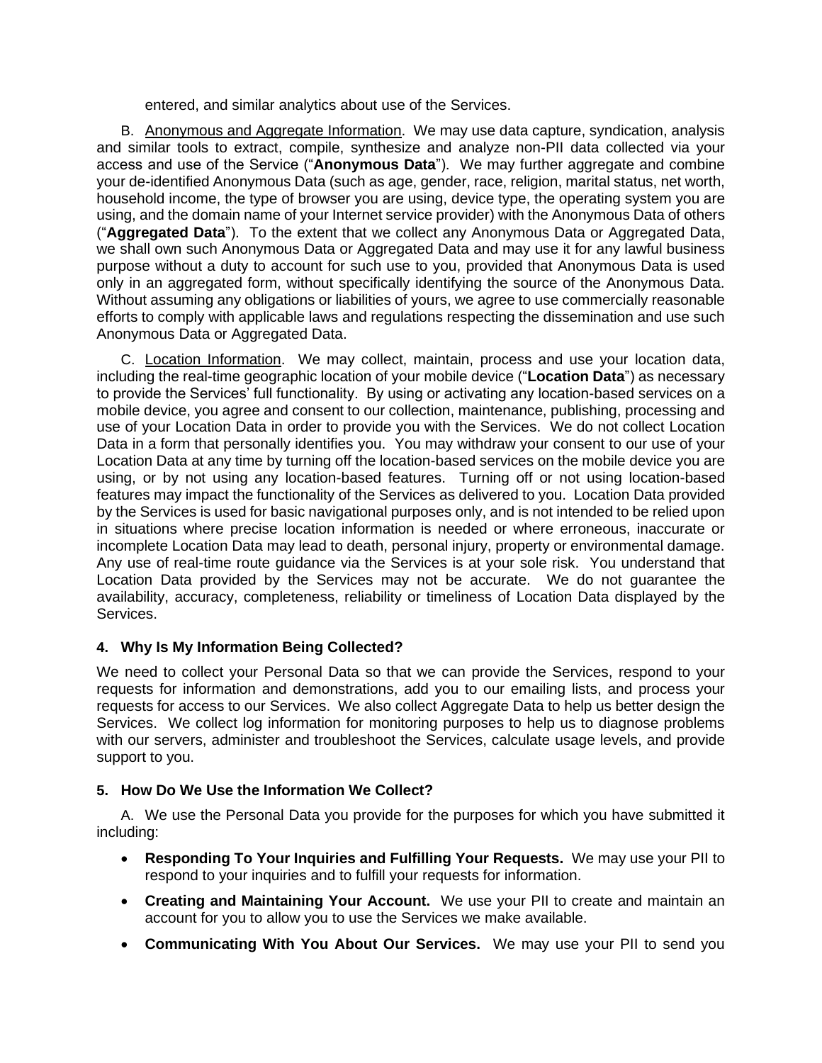entered, and similar analytics about use of the Services.

B. Anonymous and Aggregate Information. We may use data capture, syndication, analysis and similar tools to extract, compile, synthesize and analyze non-PII data collected via your access and use of the Service ("**Anonymous Data**"). We may further aggregate and combine your de-identified Anonymous Data (such as age, gender, race, religion, marital status, net worth, household income, the type of browser you are using, device type, the operating system you are using, and the domain name of your Internet service provider) with the Anonymous Data of others ("**Aggregated Data**"). To the extent that we collect any Anonymous Data or Aggregated Data, we shall own such Anonymous Data or Aggregated Data and may use it for any lawful business purpose without a duty to account for such use to you, provided that Anonymous Data is used only in an aggregated form, without specifically identifying the source of the Anonymous Data. Without assuming any obligations or liabilities of yours, we agree to use commercially reasonable efforts to comply with applicable laws and regulations respecting the dissemination and use such Anonymous Data or Aggregated Data.

C. Location Information. We may collect, maintain, process and use your location data, including the real-time geographic location of your mobile device ("**Location Data**") as necessary to provide the Services' full functionality. By using or activating any location-based services on a mobile device, you agree and consent to our collection, maintenance, publishing, processing and use of your Location Data in order to provide you with the Services. We do not collect Location Data in a form that personally identifies you. You may withdraw your consent to our use of your Location Data at any time by turning off the location-based services on the mobile device you are using, or by not using any location-based features. Turning off or not using location-based features may impact the functionality of the Services as delivered to you. Location Data provided by the Services is used for basic navigational purposes only, and is not intended to be relied upon in situations where precise location information is needed or where erroneous, inaccurate or incomplete Location Data may lead to death, personal injury, property or environmental damage. Any use of real-time route guidance via the Services is at your sole risk. You understand that Location Data provided by the Services may not be accurate. We do not guarantee the availability, accuracy, completeness, reliability or timeliness of Location Data displayed by the Services.

#### 4. Why Is My Information Being Collected?

We need to collect your Personal Data so that we can provide the Services, respond to your requests for information and demonstrations, add you to our emailing lists, and process your requests for access to our Services. We also collect Aggregate Data to help us better design the Services. We collect log information for monitoring purposes to help us to diagnose problems with our servers, administer and troubleshoot the Services, calculate usage levels, and provide support to you.

#### 5. How Do We Use the Information We Collect?

A. We use the Personal Data you provide for the purposes for which you have submitted it including:

- **Responding To Your Inquiries and Fulfilling Your Requests.** We may use your PII to respond to your inquiries and to fulfill your requests for information.
- **Creating and Maintaining Your Account.** We use your PII to create and maintain an account for you to allow you to use the Services we make available.
- **Communicating With You About Our Services.** We may use your PII to send you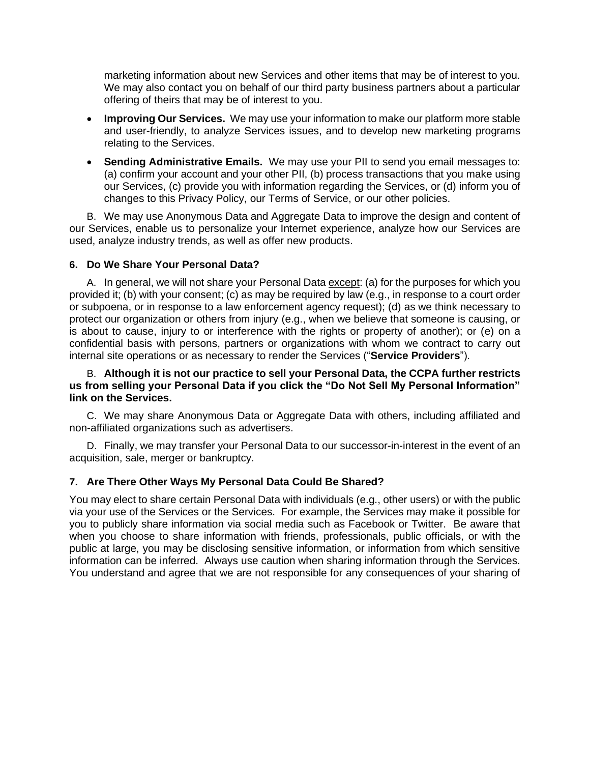marketing information about new Services and other items that may be of interest to you. We may also contact you on behalf of our third party business partners about a particular offering of theirs that may be of interest to you.

- **Improving Our Services.** We may use your information to make our platform more stable and user-friendly, to analyze Services issues, and to develop new marketing programs relating to the Services.
- **Sending Administrative Emails.** We may use your PII to send you email messages to: (a) confirm your account and your other PII, (b) process transactions that you make using our Services, (c) provide you with information regarding the Services, or (d) inform you of changes to this Privacy Policy, our Terms of Service, or our other policies.

B. We may use Anonymous Data and Aggregate Data to improve the design and content of our Services, enable us to personalize your Internet experience, analyze how our Services are used, analyze industry trends, as well as offer new products.

### 6. Do We Share Your Personal Data?

A. In general, we will not share your Personal Data except: (a) for the purposes for which you provided it; (b) with your consent; (c) as may be required by law (e.g., in response to a court order or subpoena, or in response to a law enforcement agency request); (d) as we think necessary to protect our organization or others from injury (e.g., when we believe that someone is causing, or is about to cause, injury to or interference with the rights or property of another); or (e) on a confidential basis with persons, partners or organizations with whom we contract to carry out internal site operations or as necessary to render the Services ("**Service Providers**").

B. **Although it is not our practice to sell your Personal Data, the CCPA further restricts us from selling your Personal Data if you click the "Do Not Sell My Personal Information" link on the Services.**

C. We may share Anonymous Data or Aggregate Data with others, including affiliated and non-affiliated organizations such as advertisers.

D. Finally, we may transfer your Personal Data to our successor-in-interest in the event of an acquisition, sale, merger or bankruptcy.

### 7. Are There Other Ways My Personal Data Could Be Shared?

You may elect to share certain Personal Data with individuals (e.g., other users) or with the public via your use of the Services or the Services. For example, the Services may make it possible for you to publicly share information via social media such as Facebook or Twitter. Be aware that when you choose to share information with friends, professionals, public officials, or with the public at large, you may be disclosing sensitive information, or information from which sensitive information can be inferred. Always use caution when sharing information through the Services. You understand and agree that we are not responsible for any consequences of your sharing of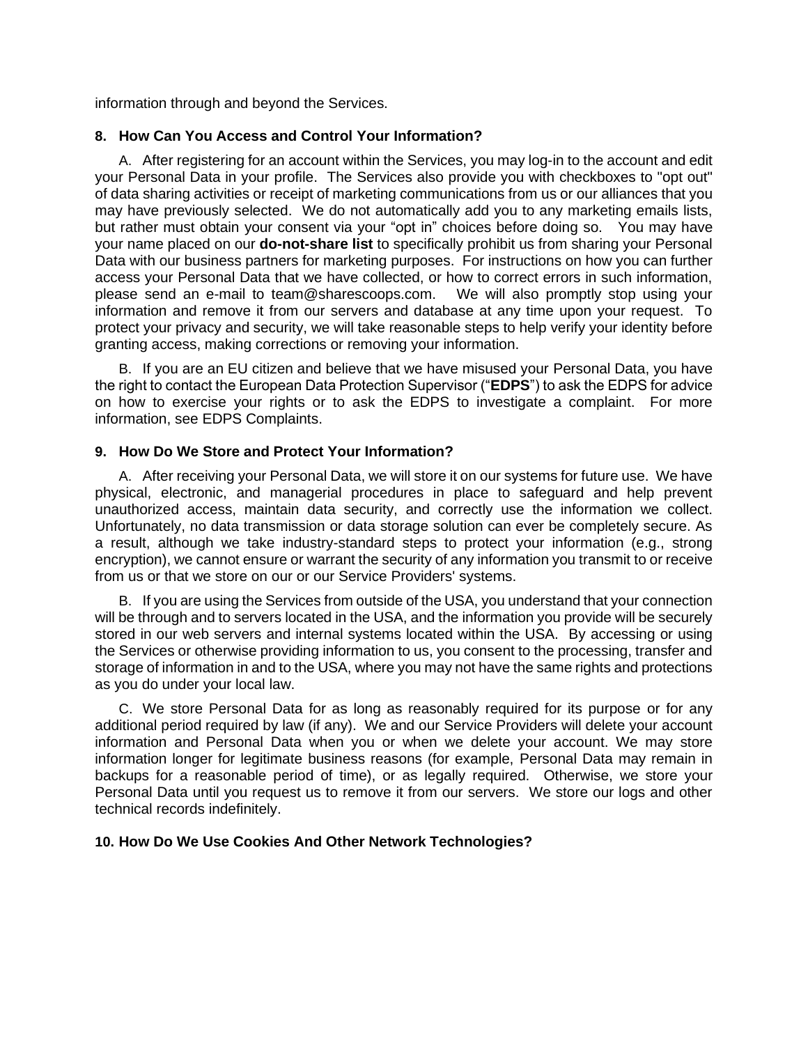information through and beyond the Services.

### 8. How Can You Access and Control Your Information?

A. After registering for an account within the Services, you may log-in to the account and edit your Personal Data in your profile. The Services also provide you with checkboxes to "opt out" of data sharing activities or receipt of marketing communications from us or our alliances that you may have previously selected. We do not automatically add you to any marketing emails lists, but rather must obtain your consent via your “opt in” choices before doing so. You may have your name placed on our **do-not-share list** to specifically prohibit us from sharing your Personal Data with our business partners for marketing purposes. For instructions on how you can further access your Personal Data that we have collected, or how to correct errors in such information, please send an e-mail to team@sharescoops.com. We will also promptly stop using your information and remove it from our servers and database at any time upon your request. To protect your privacy and security, we will take reasonable steps to help verify your identity before granting access, making corrections or removing your information.

B. If you are an EU citizen and believe that we have misused your Personal Data, you have the right to contact the European Data Protection Supervisor (“**EDPS**”) to ask the EDPS for advice on how to exercise your rights or to ask the EDPS to investigate a complaint. For more information, see EDPS Complaints.

### 9. How Do We Store and Protect Your Information?

A. After receiving your Personal Data, we will store it on our systems for future use. We have physical, electronic, and managerial procedures in place to safeguard and help prevent unauthorized access, maintain data security, and correctly use the information we collect. Unfortunately, no data transmission or data storage solution can ever be completely secure. As a result, although we take industry-standard steps to protect your information (e.g., strong encryption), we cannot ensure or warrant the security of any information you transmit to or receive from us or that we store on our or our Service Providers' systems.

B. If you are using the Services from outside of the USA, you understand that your connection will be through and to servers located in the USA, and the information you provide will be securely stored in our web servers and internal systems located within the USA. By accessing or using the Services or otherwise providing information to us, you consent to the processing, transfer and storage of information in and to the USA, where you may not have the same rights and protections as you do under your local law.

C. We store Personal Data for as long as reasonably required for its purpose or for any additional period required by law (if any). We and our Service Providers will delete your account information and Personal Data when you or when we delete your account. We may store information longer for legitimate business reasons (for example, Personal Data may remain in backups for a reasonable period of time), or as legally required. Otherwise, we store your Personal Data until you request us to remove it from our servers. We store our logs and other technical records indefinitely.

### 10. How Do We Use Cookies And Other Network Technologies?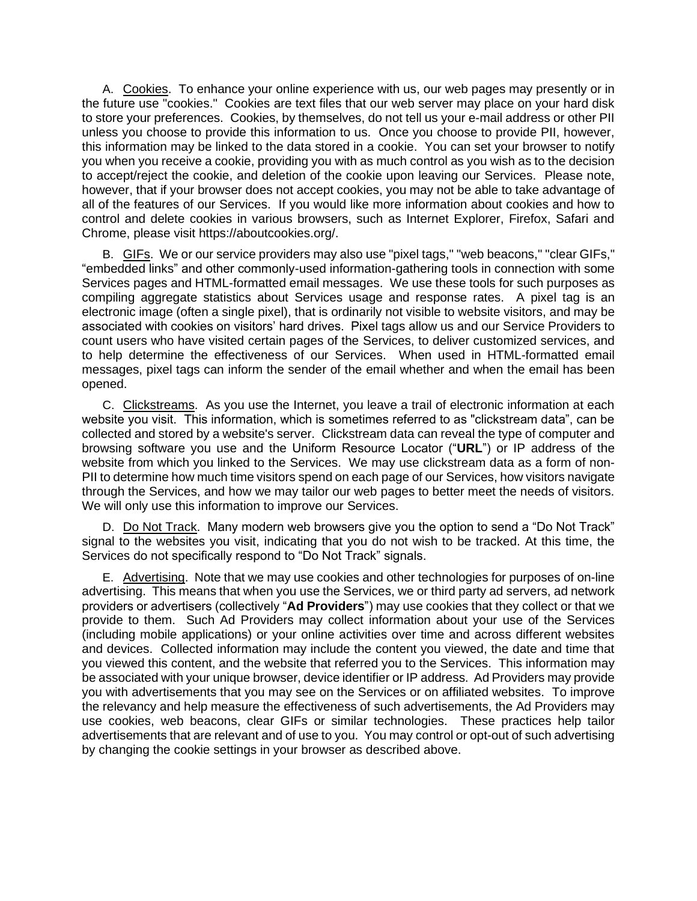A. Cookies. To enhance your online experience with us, our web pages may presently or in the future use "cookies." Cookies are text files that our web server may place on your hard disk to store your preferences. Cookies, by themselves, do not tell us your e-mail address or other PII unless you choose to provide this information to us. Once you choose to provide PII, however, this information may be linked to the data stored in a cookie. You can set your browser to notify you when you receive a cookie, providing you with as much control as you wish as to the decision to accept/reject the cookie, and deletion of the cookie upon leaving our Services. Please note, however, that if your browser does not accept cookies, you may not be able to take advantage of all of the features of our Services. If you would like more information about cookies and how to control and delete cookies in various browsers, such as Internet Explorer, Firefox, Safari and Chrome, please visit https://aboutcookies.org/.

B. GIFs. We or our service providers may also use "pixel tags," "web beacons," "clear GIFs," "embedded links" and other commonly-used information-gathering tools in connection with some Services pages and HTML-formatted email messages. We use these tools for such purposes as compiling aggregate statistics about Services usage and response rates. A pixel tag is an electronic image (often a single pixel), that is ordinarily not visible to website visitors, and may be associated with cookies on visitors' hard drives. Pixel tags allow us and our Service Providers to count users who have visited certain pages of the Services, to deliver customized services, and to help determine the effectiveness of our Services. When used in HTML-formatted email messages, pixel tags can inform the sender of the email whether and when the email has been opened.

C. Clickstreams. As you use the Internet, you leave a trail of electronic information at each website you visit. This information, which is sometimes referred to as "clickstream data", can be collected and stored by a website's server. Clickstream data can reveal the type of computer and browsing software you use and the Uniform Resource Locator ("**URL**") or IP address of the website from which you linked to the Services. We may use clickstream data as a form of non-PII to determine how much time visitors spend on each page of our Services, how visitors navigate through the Services, and how we may tailor our web pages to better meet the needs of visitors. We will only use this information to improve our Services.

D. Do Not Track. Many modern web browsers give you the option to send a "Do Not Track" signal to the websites you visit, indicating that you do not wish to be tracked. At this time, the Services do not specifically respond to "Do Not Track" signals.

E. Advertising. Note that we may use cookies and other technologies for purposes of on-line advertising. This means that when you use the Services, we or third party ad servers, ad network providers or advertisers (collectively "**Ad Providers**") may use cookies that they collect or that we provide to them. Such Ad Providers may collect information about your use of the Services (including mobile applications) or your online activities over time and across different websites and devices. Collected information may include the content you viewed, the date and time that you viewed this content, and the website that referred you to the Services. This information may be associated with your unique browser, device identifier or IP address. Ad Providers may provide you with advertisements that you may see on the Services or on affiliated websites. To improve the relevancy and help measure the effectiveness of such advertisements, the Ad Providers may use cookies, web beacons, clear GIFs or similar technologies. These practices help tailor advertisements that are relevant and of use to you. You may control or opt-out of such advertising by changing the cookie settings in your browser as described above.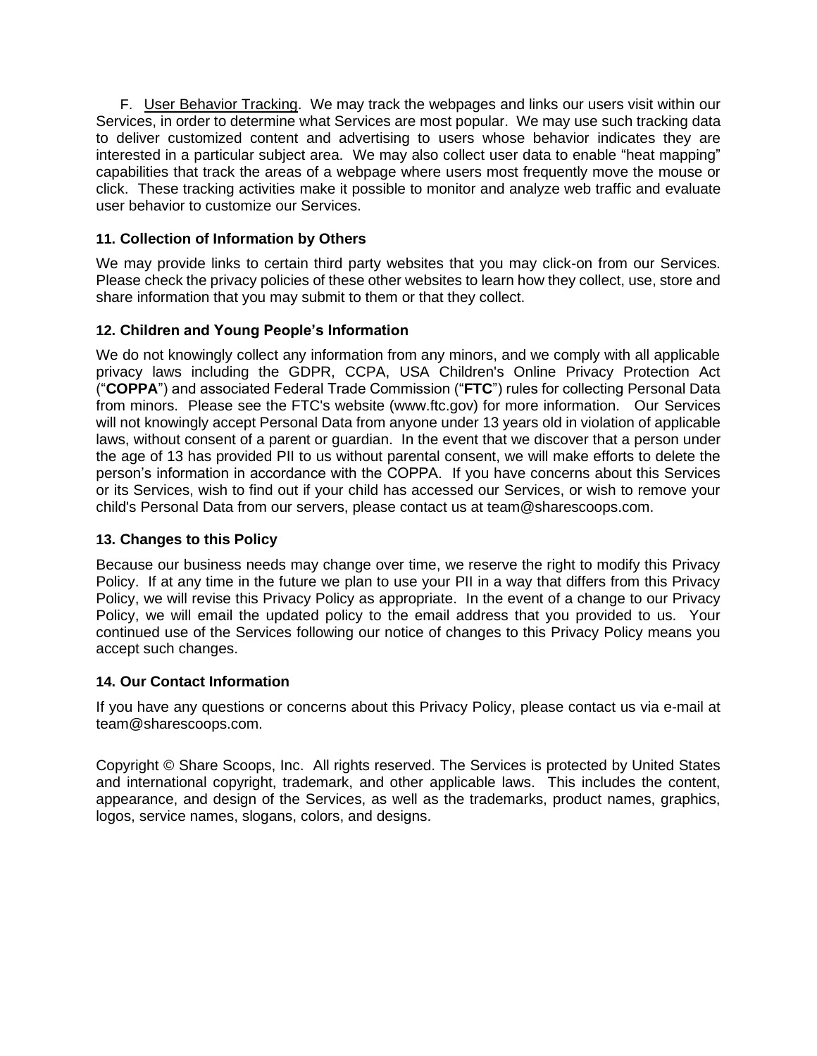F. User Behavior Tracking. We may track the webpages and links our users visit within our Services, in order to determine what Services are most popular. We may use such tracking data to deliver customized content and advertising to users whose behavior indicates they are interested in a particular subject area. We may also collect user data to enable "heat mapping" capabilities that track the areas of a webpage where users most frequently move the mouse or click. These tracking activities make it possible to monitor and analyze web traffic and evaluate user behavior to customize our Services.

### 11. Collection of Information by Others

We may provide links to certain third party websites that you may click-on from our Services. Please check the privacy policies of these other websites to learn how they collect, use, store and share information that you may submit to them or that they collect.

### 12. Children and Young People's Information

We do not knowingly collect any information from any minors, and we comply with all applicable privacy laws including the GDPR, CCPA, USA Children's Online Privacy Protection Act ("**COPPA**") and associated Federal Trade Commission ("**FTC**") rules for collecting Personal Data from minors. Please see the FTC's website (www.ftc.gov) for more information. Our Services will not knowingly accept Personal Data from anyone under 13 years old in violation of applicable laws, without consent of a parent or guardian. In the event that we discover that a person under the age of 13 has provided PII to us without parental consent, we will make efforts to delete the person's information in accordance with the COPPA. If you have concerns about this Services or its Services, wish to find out if your child has accessed our Services, or wish to remove your child's Personal Data from our servers, please contact us at team@sharescoops.com.

### 13. Changes to this Policy

Because our business needs may change over time, we reserve the right to modify this Privacy Policy. If at any time in the future we plan to use your PII in a way that differs from this Privacy Policy, we will revise this Privacy Policy as appropriate. In the event of a change to our Privacy Policy, we will email the updated policy to the email address that you provided to us. Your continued use of the Services following our notice of changes to this Privacy Policy means you accept such changes.

### 14. Our Contact Information

If you have any questions or concerns about this Privacy Policy, please contact us via e-mail at team@sharescoops.com.

Copyright © Share Scoops, Inc. All rights reserved. The Services is protected by United States and international copyright, trademark, and other applicable laws. This includes the content, appearance, and design of the Services, as well as the trademarks, product names, graphics, logos, service names, slogans, colors, and designs.